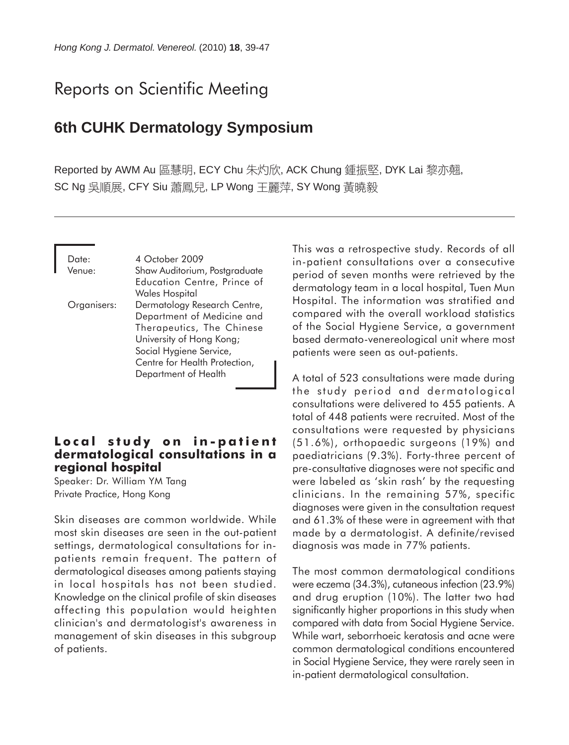# Reports on Scientific Meeting

## 6th CUHK Dermatology Symposium

Reported by AWM Au 區慧明, ECY Chu 朱灼欣, ACK Chung 鍾振堅, DYK Lai 黎亦翹, SC Ng 吳順展, CFY Siu 蕭鳳兒, LP Wong 王麗萍, SY Wong 黃曉毅

Date: 4 October 2009
Venue: Shaw Auditorium, Postgraduate Education Centre, Prince of Wales Hospital
Organisers: Dermatology Research Centre, Department of Medicine and Therapeutics, The Chinese University of Hong Kong; Social Hygiene Service, Centre for Health Protection, Department of Health

### Local study on in-patient dermatological consultations in a regional hospital

Speaker: Dr. William YM Tang
Private Practice, Hong Kong

Skin diseases are common worldwide. While most skin diseases are seen in the out-patient settings, dermatological consultations for in-patients remain frequent. The pattern of dermatological diseases among patients staying in local hospitals has not been studied. Knowledge on the clinical profile of skin diseases affecting this population would heighten clinician's and dermatologist's awareness in management of skin diseases in this subgroup of patients.

This was a retrospective study. Records of all in-patient consultations over a consecutive period of seven months were retrieved by the dermatology team in a local hospital, Tuen Mun Hospital. The information was stratified and compared with the overall workload statistics of the Social Hygiene Service, a government based dermato-venereological unit where most patients were seen as out-patients.

A total of 523 consultations were made during the study period and dermatological consultations were delivered to 455 patients. A total of 448 patients were recruited. Most of the consultations were requested by physicians (51.6%), orthopaedic surgeons (19%) and paediatricians (9.3%). Forty-three percent of pre-consultative diagnoses were not specific and were labeled as 'skin rash' by the requesting clinicians. In the remaining 57%, specific diagnoses were given in the consultation request and 61.3% of these were in agreement with that made by a dermatologist. A definite/revised diagnosis was made in 77% patients.

The most common dermatological conditions were eczema (34.3%), cutaneous infection (23.9%) and drug eruption (10%). The latter two had significantly higher proportions in this study when compared with data from Social Hygiene Service. While wart, seborrhoeic keratosis and acne were common dermatological conditions encountered in Social Hygiene Service, they were rarely seen in in-patient dermatological consultation.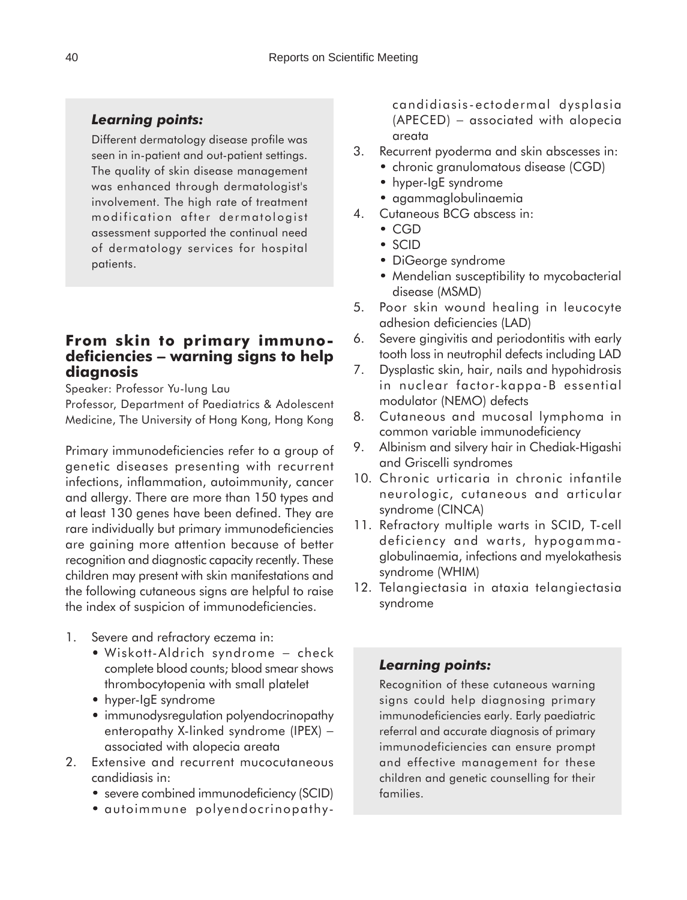### *Learning points:*

Different dermatology disease profile was seen in in-patient and out-patient settings. The quality of skin disease management was enhanced through dermatologist's involvement. The high rate of treatment modification after dermatologist assessment supported the continual need of dermatology services for hospital patients.

## From skin to primary immunodeficiencies – warning signs to help diagnosis

Speaker: Professor Yu-lung Lau

Professor, Department of Paediatrics & Adolescent Medicine, The University of Hong Kong, Hong Kong

Primary immunodeficiencies refer to a group of genetic diseases presenting with recurrent infections, inflammation, autoimmunity, cancer and allergy. There are more than 150 types and at least 130 genes have been defined. They are rare individually but primary immunodeficiencies are gaining more attention because of better recognition and diagnostic capacity recently. These children may present with skin manifestations and the following cutaneous signs are helpful to raise the index of suspicion of immunodeficiencies.

1. Severe and refractory eczema in:
   - Wiskott-Aldrich syndrome – check complete blood counts; blood smear shows thrombocytopenia with small platelet
   - hyper-IgE syndrome
   - immunodysregulation polyendocrinopathy enteropathy X-linked syndrome (IPEX) – associated with alopecia areata
2. Extensive and recurrent mucocutaneous candidiasis in:
   - severe combined immunodeficiency (SCID)
   - autoimmune polyendocrinopathy-candidiasis-ectodermal dysplasia (APECED) – associated with alopecia areata
3. Recurrent pyoderma and skin abscesses in:
   - chronic granulomatous disease (CGD)
   - hyper-IgE syndrome
   - agammaglobulinaemia
4. Cutaneous BCG abscess in:
   - CGD
   - SCID
   - DiGeorge syndrome
   - Mendelian susceptibility to mycobacterial disease (MSMD)
5. Poor skin wound healing in leucocyte adhesion deficiencies (LAD)
6. Severe gingivitis and periodontitis with early tooth loss in neutrophil defects including LAD
7. Dysplastic skin, hair, nails and hypohidrosis in nuclear factor-kappa-B essential modulator (NEMO) defects
8. Cutaneous and mucosal lymphoma in common variable immunodeficiency
9. Albinism and silvery hair in Chediak-Higashi and Griscelli syndromes
10. Chronic urticaria in chronic infantile neurologic, cutaneous and articular syndrome (CINCA)
11. Refractory multiple warts in SCID, T-cell deficiency and warts, hypogammaglobulinaemia, infections and myelokathesis syndrome (WHIM)
12. Telangiectasia in ataxia telangiectasia syndrome

### *Learning points:*

Recognition of these cutaneous warning signs could help diagnosing primary immunodeficiencies early. Early paediatric referral and accurate diagnosis of primary immunodeficiencies can ensure prompt and effective management for these children and genetic counselling for their families.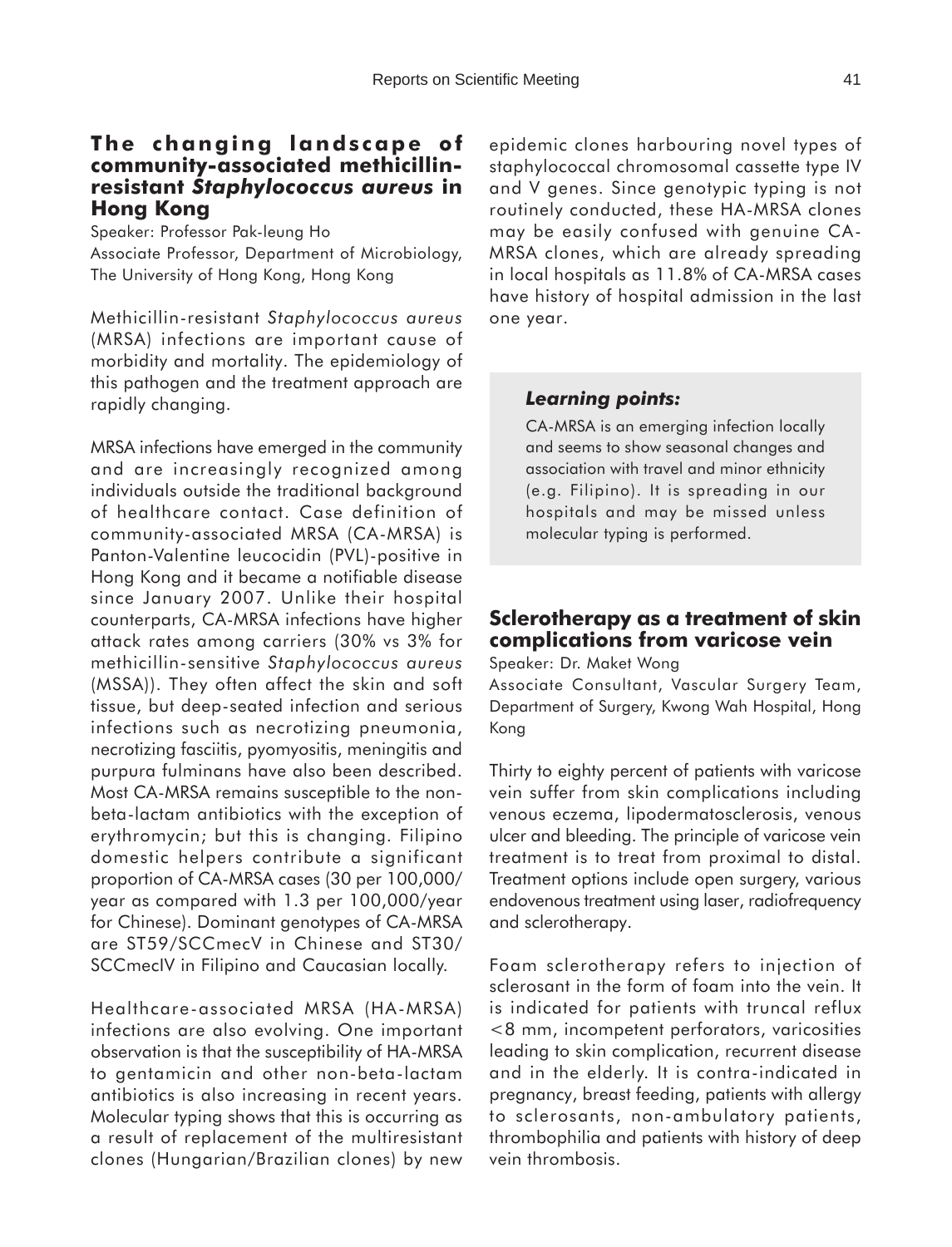## The changing landscape of community-associated methicillin-resistant *Staphylococcus aureus* in Hong Kong

Speaker: Professor Pak-leung Ho
Associate Professor, Department of Microbiology, The University of Hong Kong, Hong Kong

Methicillin-resistant *Staphylococcus aureus* (MRSA) infections are important cause of morbidity and mortality. The epidemiology of this pathogen and the treatment approach are rapidly changing.

MRSA infections have emerged in the community and are increasingly recognized among individuals outside the traditional background of healthcare contact. Case definition of community-associated MRSA (CA-MRSA) is Panton-Valentine leucocidin (PVL)-positive in Hong Kong and it became a notifiable disease since January 2007. Unlike their hospital counterparts, CA-MRSA infections have higher attack rates among carriers (30% vs 3% for methicillin-sensitive *Staphylococcus aureus* (MSSA)). They often affect the skin and soft tissue, but deep-seated infection and serious infections such as necrotizing pneumonia, necrotizing fasciitis, pyomyositis, meningitis and purpura fulminans have also been described. Most CA-MRSA remains susceptible to the non-beta-lactam antibiotics with the exception of erythromycin; but this is changing. Filipino domestic helpers contribute a significant proportion of CA-MRSA cases (30 per 100,000/year as compared with 1.3 per 100,000/year for Chinese). Dominant genotypes of CA-MRSA are ST59/SCCmecV in Chinese and ST30/SCCmecIV in Filipino and Caucasian locally.

Healthcare-associated MRSA (HA-MRSA) infections are also evolving. One important observation is that the susceptibility of HA-MRSA to gentamicin and other non-beta-lactam antibiotics is also increasing in recent years. Molecular typing shows that this is occurring as a result of replacement of the multiresistant clones (Hungarian/Brazilian clones) by new epidemic clones harbouring novel types of staphylococcal chromosomal cassette type IV and V genes. Since genotypic typing is not routinely conducted, these HA-MRSA clones may be easily confused with genuine CA-MRSA clones, which are already spreading in local hospitals as 11.8% of CA-MRSA cases have history of hospital admission in the last one year.

> ***Learning points:***
>
> CA-MRSA is an emerging infection locally and seems to show seasonal changes and association with travel and minor ethnicity (e.g. Filipino). It is spreading in our hospitals and may be missed unless molecular typing is performed.

## Sclerotherapy as a treatment of skin complications from varicose vein

Speaker: Dr. Maket Wong
Associate Consultant, Vascular Surgery Team, Department of Surgery, Kwong Wah Hospital, Hong Kong

Thirty to eighty percent of patients with varicose vein suffer from skin complications including venous eczema, lipodermatosclerosis, venous ulcer and bleeding. The principle of varicose vein treatment is to treat from proximal to distal. Treatment options include open surgery, various endovenous treatment using laser, radiofrequency and sclerotherapy.

Foam sclerotherapy refers to injection of sclerosant in the form of foam into the vein. It is indicated for patients with truncal reflux <8 mm, incompetent perforators, varicosities leading to skin complication, recurrent disease and in the elderly. It is contra-indicated in pregnancy, breast feeding, patients with allergy to sclerosants, non-ambulatory patients, thrombophilia and patients with history of deep vein thrombosis.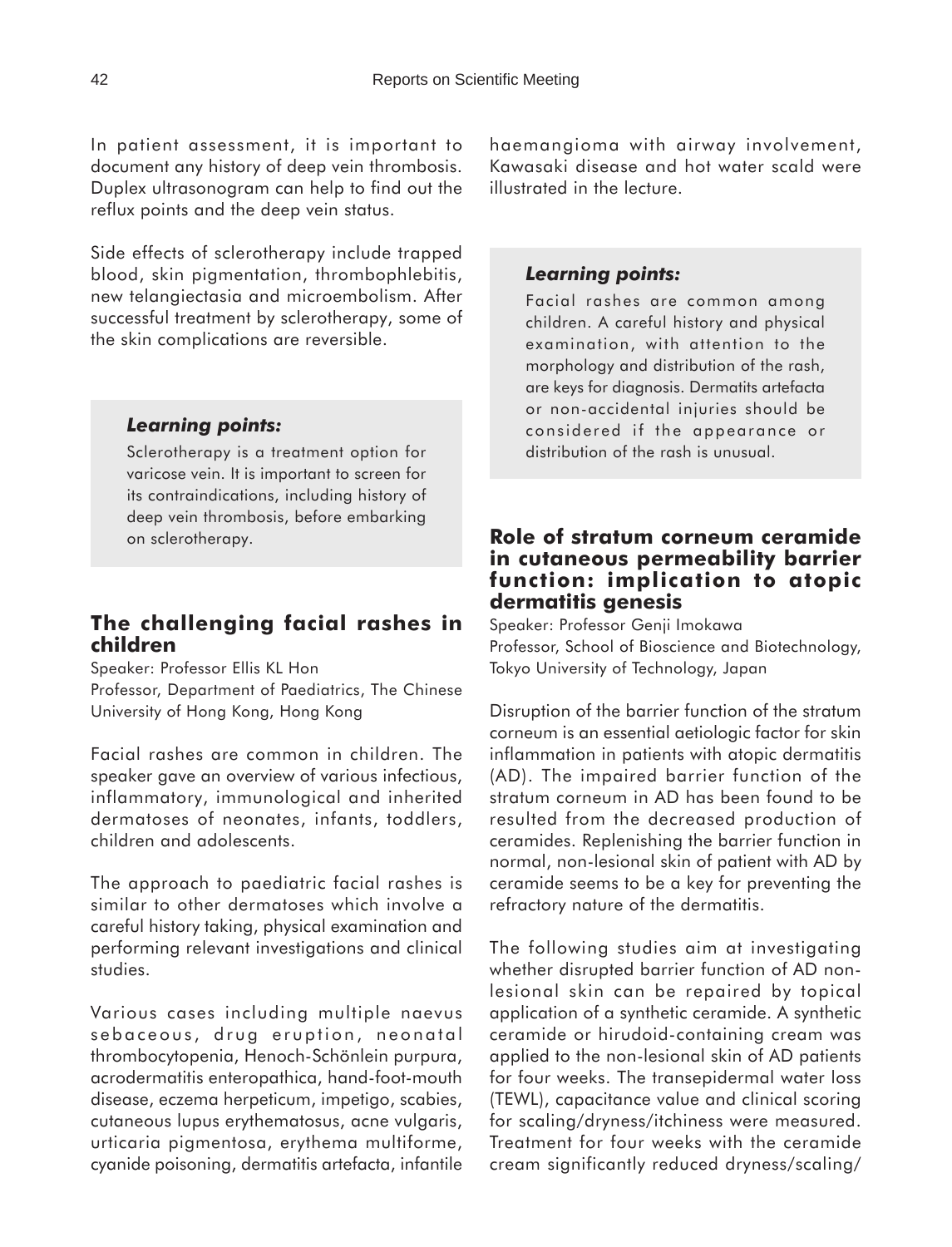In patient assessment, it is important to document any history of deep vein thrombosis. Duplex ultrasonogram can help to find out the reflux points and the deep vein status.

Side effects of sclerotherapy include trapped blood, skin pigmentation, thrombophlebitis, new telangiectasia and microembolism. After successful treatment by sclerotherapy, some of the skin complications are reversible.

> ***Learning points:***
>
> Sclerotherapy is a treatment option for varicose vein. It is important to screen for its contraindications, including history of deep vein thrombosis, before embarking on sclerotherapy.

## The challenging facial rashes in children

Speaker: Professor Ellis KL Hon
Professor, Department of Paediatrics, The Chinese University of Hong Kong, Hong Kong

Facial rashes are common in children. The speaker gave an overview of various infectious, inflammatory, immunological and inherited dermatoses of neonates, infants, toddlers, children and adolescents.

The approach to paediatric facial rashes is similar to other dermatoses which involve a careful history taking, physical examination and performing relevant investigations and clinical studies.

Various cases including multiple naevus sebaceous, drug eruption, neonatal thrombocytopenia, Henoch-Schönlein purpura, acrodermatitis enteropathica, hand-foot-mouth disease, eczema herpeticum, impetigo, scabies, cutaneous lupus erythematosus, acne vulgaris, urticaria pigmentosa, erythema multiforme, cyanide poisoning, dermatitis artefacta, infantile haemangioma with airway involvement, Kawasaki disease and hot water scald were illustrated in the lecture.

> ***Learning points:***
>
> Facial rashes are common among children. A careful history and physical examination, with attention to the morphology and distribution of the rash, are keys for diagnosis. Dermatits artefacta or non-accidental injuries should be considered if the appearance or distribution of the rash is unusual.

## Role of stratum corneum ceramide in cutaneous permeability barrier function: implication to atopic dermatitis genesis

Speaker: Professor Genji Imokawa
Professor, School of Bioscience and Biotechnology, Tokyo University of Technology, Japan

Disruption of the barrier function of the stratum corneum is an essential aetiologic factor for skin inflammation in patients with atopic dermatitis (AD). The impaired barrier function of the stratum corneum in AD has been found to be resulted from the decreased production of ceramides. Replenishing the barrier function in normal, non-lesional skin of patient with AD by ceramide seems to be a key for preventing the refractory nature of the dermatitis.

The following studies aim at investigating whether disrupted barrier function of AD non-lesional skin can be repaired by topical application of a synthetic ceramide. A synthetic ceramide or hirudoid-containing cream was applied to the non-lesional skin of AD patients for four weeks. The transepidermal water loss (TEWL), capacitance value and clinical scoring for scaling/dryness/itchiness were measured. Treatment for four weeks with the ceramide cream significantly reduced dryness/scaling/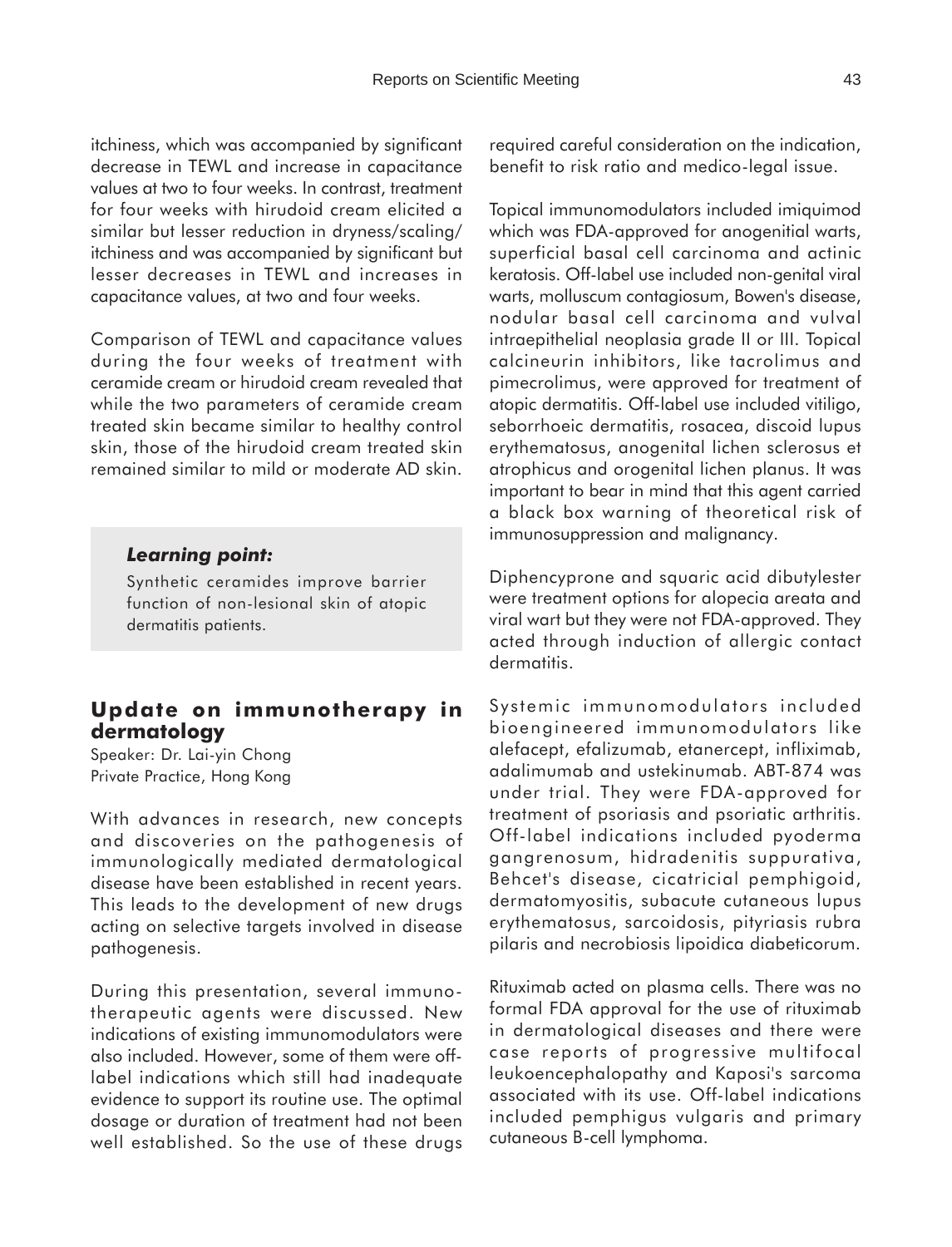itchiness, which was accompanied by significant decrease in TEWL and increase in capacitance values at two to four weeks. In contrast, treatment for four weeks with hirudoid cream elicited a similar but lesser reduction in dryness/scaling/itchiness and was accompanied by significant but lesser decreases in TEWL and increases in capacitance values, at two and four weeks.

Comparison of TEWL and capacitance values during the four weeks of treatment with ceramide cream or hirudoid cream revealed that while the two parameters of ceramide cream treated skin became similar to healthy control skin, those of the hirudoid cream treated skin remained similar to mild or moderate AD skin.

> ***Learning point:***
>
> Synthetic ceramides improve barrier function of non-lesional skin of atopic dermatitis patients.

## Update on immunotherapy in dermatology

Speaker: Dr. Lai-yin Chong
Private Practice, Hong Kong

With advances in research, new concepts and discoveries on the pathogenesis of immunologically mediated dermatological disease have been established in recent years. This leads to the development of new drugs acting on selective targets involved in disease pathogenesis.

During this presentation, several immunotherapeutic agents were discussed. New indications of existing immunomodulators were also included. However, some of them were off-label indications which still had inadequate evidence to support its routine use. The optimal dosage or duration of treatment had not been well established. So the use of these drugs required careful consideration on the indication, benefit to risk ratio and medico-legal issue.

Topical immunomodulators included imiquimod which was FDA-approved for anogenitial warts, superficial basal cell carcinoma and actinic keratosis. Off-label use included non-genital viral warts, molluscum contagiosum, Bowen's disease, nodular basal cell carcinoma and vulval intraepithelial neoplasia grade II or III. Topical calcineurin inhibitors, like tacrolimus and pimecrolimus, were approved for treatment of atopic dermatitis. Off-label use included vitiligo, seborrhoeic dermatitis, rosacea, discoid lupus erythematosus, anogenital lichen sclerosus et atrophicus and orogenital lichen planus. It was important to bear in mind that this agent carried a black box warning of theoretical risk of immunosuppression and malignancy.

Diphencyprone and squaric acid dibutylester were treatment options for alopecia areata and viral wart but they were not FDA-approved. They acted through induction of allergic contact dermatitis.

Systemic immunomodulators included bioengineered immunomodulators like alefacept, efalizumab, etanercept, infliximab, adalimumab and ustekinumab. ABT-874 was under trial. They were FDA-approved for treatment of psoriasis and psoriatic arthritis. Off-label indications included pyoderma gangrenosum, hidradenitis suppurativa, Behcet's disease, cicatricial pemphigoid, dermatomyositis, subacute cutaneous lupus erythematosus, sarcoidosis, pityriasis rubra pilaris and necrobiosis lipoidica diabeticorum.

Rituximab acted on plasma cells. There was no formal FDA approval for the use of rituximab in dermatological diseases and there were case reports of progressive multifocal leukoencephalopathy and Kaposi's sarcoma associated with its use. Off-label indications included pemphigus vulgaris and primary cutaneous B-cell lymphoma.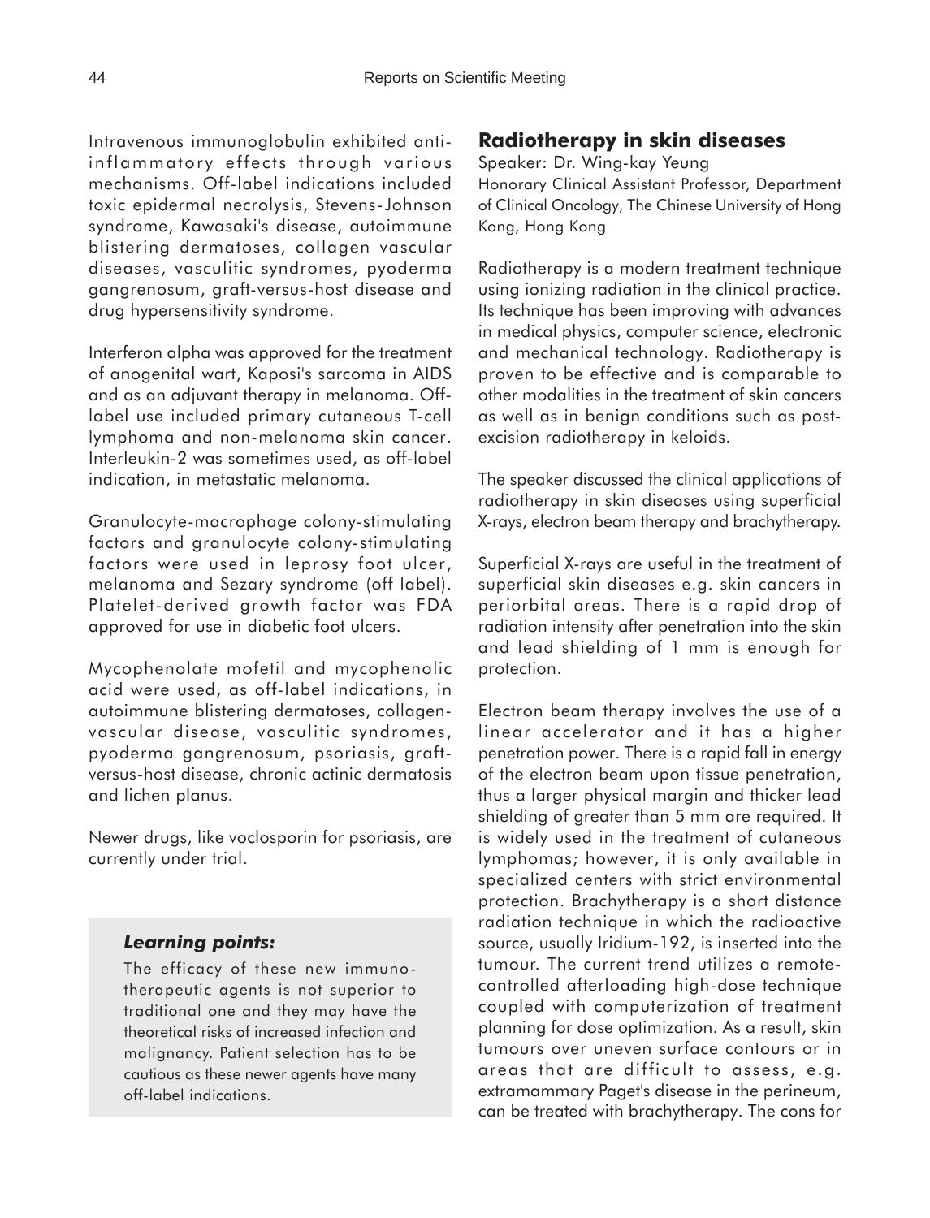Intravenous immunoglobulin exhibited anti-inflammatory effects through various mechanisms. Off-label indications included toxic epidermal necrolysis, Stevens-Johnson syndrome, Kawasaki's disease, autoimmune blistering dermatoses, collagen vascular diseases, vasculitic syndromes, pyoderma gangrenosum, graft-versus-host disease and drug hypersensitivity syndrome.

Interferon alpha was approved for the treatment of anogenital wart, Kaposi's sarcoma in AIDS and as an adjuvant therapy in melanoma. Off-label use included primary cutaneous T-cell lymphoma and non-melanoma skin cancer. Interleukin-2 was sometimes used, as off-label indication, in metastatic melanoma.

Granulocyte-macrophage colony-stimulating factors and granulocyte colony-stimulating factors were used in leprosy foot ulcer, melanoma and Sezary syndrome (off label). Platelet-derived growth factor was FDA approved for use in diabetic foot ulcers.

Mycophenolate mofetil and mycophenolic acid were used, as off-label indications, in autoimmune blistering dermatoses, collagen-vascular disease, vasculitic syndromes, pyoderma gangrenosum, psoriasis, graft-versus-host disease, chronic actinic dermatosis and lichen planus.

Newer drugs, like voclosporin for psoriasis, are currently under trial.

***Learning points:***

The efficacy of these new immunotherapeutic agents is not superior to traditional one and they may have the theoretical risks of increased infection and malignancy. Patient selection has to be cautious as these newer agents have many off-label indications.

## Radiotherapy in skin diseases

Speaker: Dr. Wing-kay Yeung

Honorary Clinical Assistant Professor, Department of Clinical Oncology, The Chinese University of Hong Kong, Hong Kong

Radiotherapy is a modern treatment technique using ionizing radiation in the clinical practice. Its technique has been improving with advances in medical physics, computer science, electronic and mechanical technology. Radiotherapy is proven to be effective and is comparable to other modalities in the treatment of skin cancers as well as in benign conditions such as post-excision radiotherapy in keloids.

The speaker discussed the clinical applications of radiotherapy in skin diseases using superficial X-rays, electron beam therapy and brachytherapy.

Superficial X-rays are useful in the treatment of superficial skin diseases e.g. skin cancers in periorbital areas. There is a rapid drop of radiation intensity after penetration into the skin and lead shielding of 1 mm is enough for protection.

Electron beam therapy involves the use of a linear accelerator and it has a higher penetration power. There is a rapid fall in energy of the electron beam upon tissue penetration, thus a larger physical margin and thicker lead shielding of greater than 5 mm are required. It is widely used in the treatment of cutaneous lymphomas; however, it is only available in specialized centers with strict environmental protection. Brachytherapy is a short distance radiation technique in which the radioactive source, usually Iridium-192, is inserted into the tumour. The current trend utilizes a remote-controlled afterloading high-dose technique coupled with computerization of treatment planning for dose optimization. As a result, skin tumours over uneven surface contours or in areas that are difficult to assess, e.g. extramammary Paget's disease in the perineum, can be treated with brachytherapy. The cons for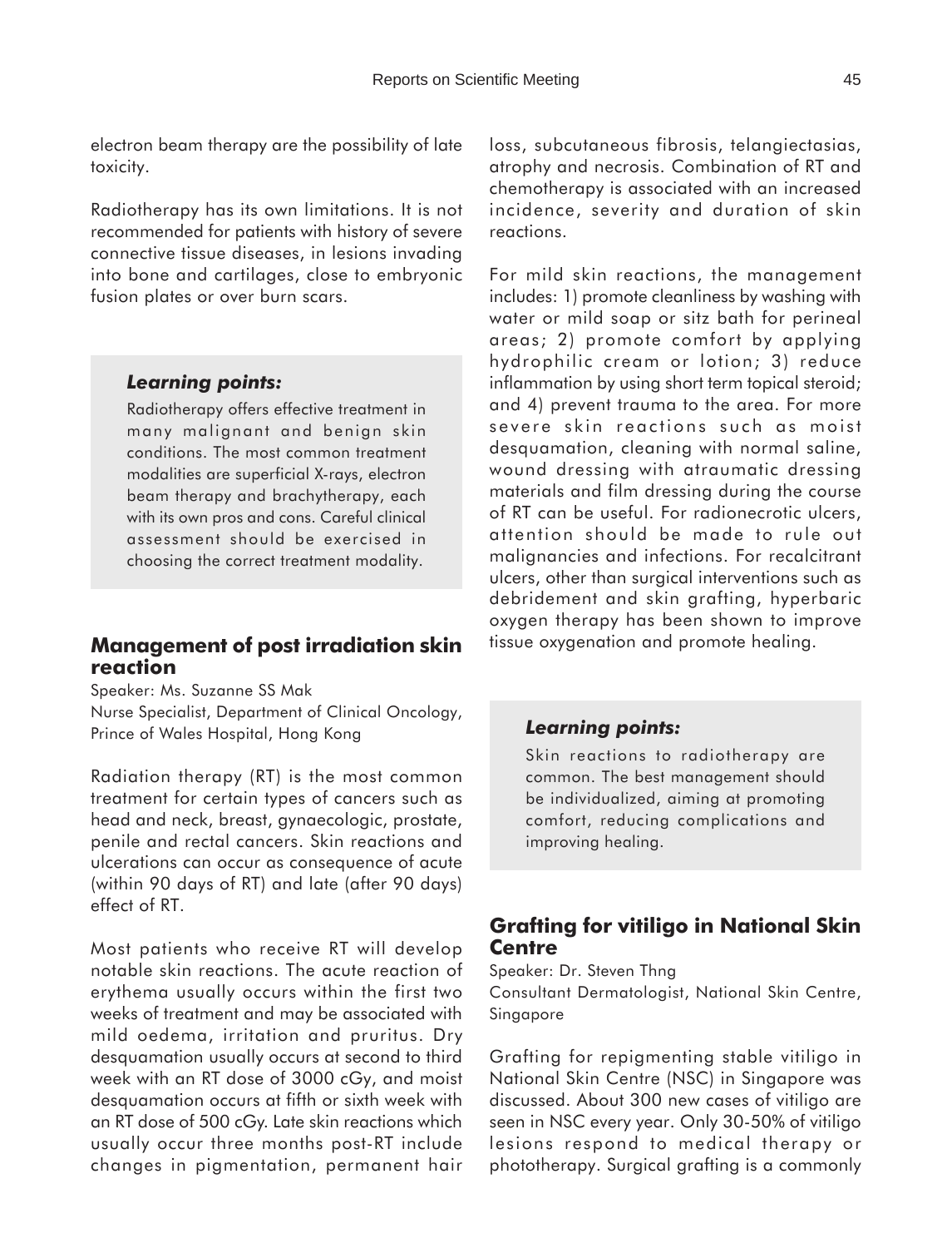electron beam therapy are the possibility of late toxicity.

Radiotherapy has its own limitations. It is not recommended for patients with history of severe connective tissue diseases, in lesions invading into bone and cartilages, close to embryonic fusion plates or over burn scars.

> ***Learning points:***
>
> Radiotherapy offers effective treatment in many malignant and benign skin conditions. The most common treatment modalities are superficial X-rays, electron beam therapy and brachytherapy, each with its own pros and cons. Careful clinical assessment should be exercised in choosing the correct treatment modality.

## Management of post irradiation skin reaction

Speaker: Ms. Suzanne SS Mak
Nurse Specialist, Department of Clinical Oncology, Prince of Wales Hospital, Hong Kong

Radiation therapy (RT) is the most common treatment for certain types of cancers such as head and neck, breast, gynaecologic, prostate, penile and rectal cancers. Skin reactions and ulcerations can occur as consequence of acute (within 90 days of RT) and late (after 90 days) effect of RT.

Most patients who receive RT will develop notable skin reactions. The acute reaction of erythema usually occurs within the first two weeks of treatment and may be associated with mild oedema, irritation and pruritus. Dry desquamation usually occurs at second to third week with an RT dose of 3000 cGy, and moist desquamation occurs at fifth or sixth week with an RT dose of 500 cGy. Late skin reactions which usually occur three months post-RT include changes in pigmentation, permanent hair loss, subcutaneous fibrosis, telangiectasias, atrophy and necrosis. Combination of RT and chemotherapy is associated with an increased incidence, severity and duration of skin reactions.

For mild skin reactions, the management includes: 1) promote cleanliness by washing with water or mild soap or sitz bath for perineal areas; 2) promote comfort by applying hydrophilic cream or lotion; 3) reduce inflammation by using short term topical steroid; and 4) prevent trauma to the area. For more severe skin reactions such as moist desquamation, cleaning with normal saline, wound dressing with atraumatic dressing materials and film dressing during the course of RT can be useful. For radionecrotic ulcers, attention should be made to rule out malignancies and infections. For recalcitrant ulcers, other than surgical interventions such as debridement and skin grafting, hyperbaric oxygen therapy has been shown to improve tissue oxygenation and promote healing.

> ***Learning points:***
>
> Skin reactions to radiotherapy are common. The best management should be individualized, aiming at promoting comfort, reducing complications and improving healing.

## Grafting for vitiligo in National Skin Centre

Speaker: Dr. Steven Thng
Consultant Dermatologist, National Skin Centre, Singapore

Grafting for repigmenting stable vitiligo in National Skin Centre (NSC) in Singapore was discussed. About 300 new cases of vitiligo are seen in NSC every year. Only 30-50% of vitiligo lesions respond to medical therapy or phototherapy. Surgical grafting is a commonly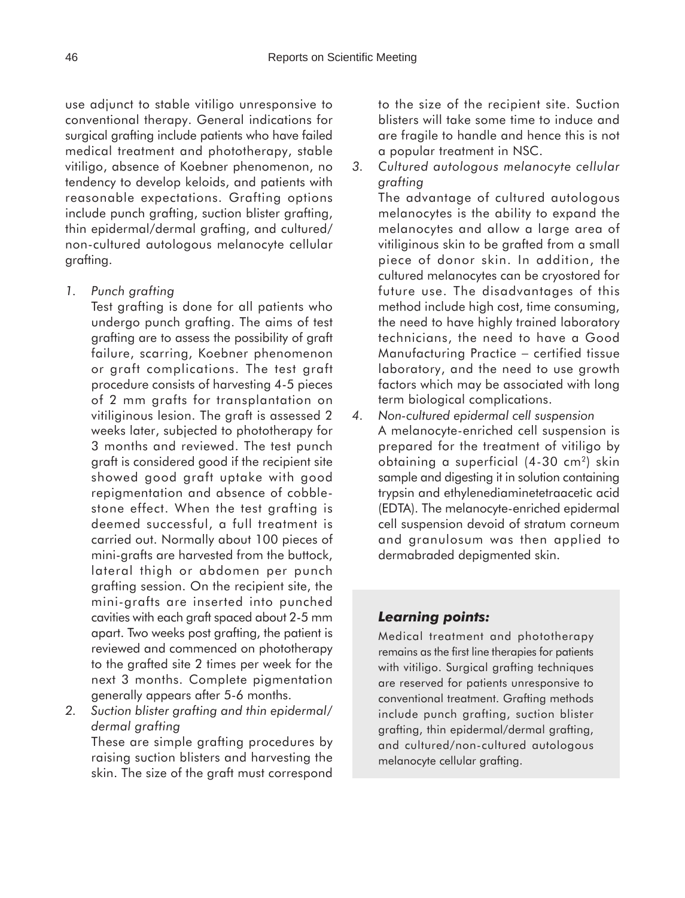use adjunct to stable vitiligo unresponsive to conventional therapy. General indications for surgical grafting include patients who have failed medical treatment and phototherapy, stable vitiligo, absence of Koebner phenomenon, no tendency to develop keloids, and patients with reasonable expectations. Grafting options include punch grafting, suction blister grafting, thin epidermal/dermal grafting, and cultured/non-cultured autologous melanocyte cellular grafting.

1. *Punch grafting*
   Test grafting is done for all patients who undergo punch grafting. The aims of test grafting are to assess the possibility of graft failure, scarring, Koebner phenomenon or graft complications. The test graft procedure consists of harvesting 4-5 pieces of 2 mm grafts for transplantation on vitiliginous lesion. The graft is assessed 2 weeks later, subjected to phototherapy for 3 months and reviewed. The test punch graft is considered good if the recipient site showed good graft uptake with good repigmentation and absence of cobble-stone effect. When the test grafting is deemed successful, a full treatment is carried out. Normally about 100 pieces of mini-grafts are harvested from the buttock, lateral thigh or abdomen per punch grafting session. On the recipient site, the mini-grafts are inserted into punched cavities with each graft spaced about 2-5 mm apart. Two weeks post grafting, the patient is reviewed and commenced on phototherapy to the grafted site 2 times per week for the next 3 months. Complete pigmentation generally appears after 5-6 months.
2. *Suction blister grafting and thin epidermal/dermal grafting*
   These are simple grafting procedures by raising suction blisters and harvesting the skin. The size of the graft must correspond to the size of the recipient site. Suction blisters will take some time to induce and are fragile to handle and hence this is not a popular treatment in NSC.
3. *Cultured autologous melanocyte cellular grafting*
   The advantage of cultured autologous melanocytes is the ability to expand the melanocytes and allow a large area of vitiliginous skin to be grafted from a small piece of donor skin. In addition, the cultured melanocytes can be cryostored for future use. The disadvantages of this method include high cost, time consuming, the need to have highly trained laboratory technicians, the need to have a Good Manufacturing Practice – certified tissue laboratory, and the need to use growth factors which may be associated with long term biological complications.
4. *Non-cultured epidermal cell suspension*
   A melanocyte-enriched cell suspension is prepared for the treatment of vitiligo by obtaining a superficial (4-30 $cm^2$) skin sample and digesting it in solution containing trypsin and ethylenediaminetetraacetic acid (EDTA). The melanocyte-enriched epidermal cell suspension devoid of stratum corneum and granulosum was then applied to dermabraded depigmented skin.

### *Learning points:*

Medical treatment and phototherapy remains as the first line therapies for patients with vitiligo. Surgical grafting techniques are reserved for patients unresponsive to conventional treatment. Grafting methods include punch grafting, suction blister grafting, thin epidermal/dermal grafting, and cultured/non-cultured autologous melanocyte cellular grafting.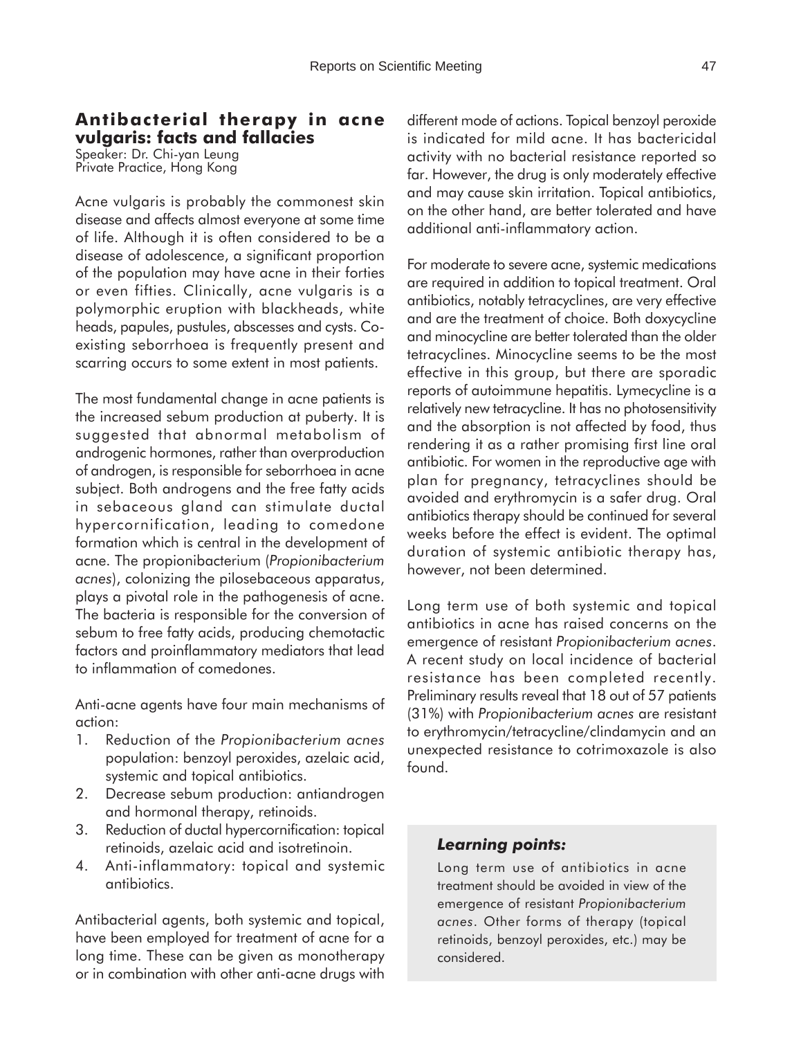## Antibacterial therapy in acne vulgaris: facts and fallacies

Speaker: Dr. Chi-yan Leung
Private Practice, Hong Kong

Acne vulgaris is probably the commonest skin disease and affects almost everyone at some time of life. Although it is often considered to be a disease of adolescence, a significant proportion of the population may have acne in their forties or even fifties. Clinically, acne vulgaris is a polymorphic eruption with blackheads, white heads, papules, pustules, abscesses and cysts. Co-existing seborrhoea is frequently present and scarring occurs to some extent in most patients.

The most fundamental change in acne patients is the increased sebum production at puberty. It is suggested that abnormal metabolism of androgenic hormones, rather than overproduction of androgen, is responsible for seborrhoea in acne subject. Both androgens and the free fatty acids in sebaceous gland can stimulate ductal hypercornification, leading to comedone formation which is central in the development of acne. The propionibacterium (*Propionibacterium acnes*), colonizing the pilosebaceous apparatus, plays a pivotal role in the pathogenesis of acne. The bacteria is responsible for the conversion of sebum to free fatty acids, producing chemotactic factors and proinflammatory mediators that lead to inflammation of comedones.

Anti-acne agents have four main mechanisms of action:

1. Reduction of the *Propionibacterium acnes* population: benzoyl peroxides, azelaic acid, systemic and topical antibiotics.
2. Decrease sebum production: antiandrogen and hormonal therapy, retinoids.
3. Reduction of ductal hypercornification: topical retinoids, azelaic acid and isotretinoin.
4. Anti-inflammatory: topical and systemic antibiotics.

Antibacterial agents, both systemic and topical, have been employed for treatment of acne for a long time. These can be given as monotherapy or in combination with other anti-acne drugs with different mode of actions. Topical benzoyl peroxide is indicated for mild acne. It has bactericidal activity with no bacterial resistance reported so far. However, the drug is only moderately effective and may cause skin irritation. Topical antibiotics, on the other hand, are better tolerated and have additional anti-inflammatory action.

For moderate to severe acne, systemic medications are required in addition to topical treatment. Oral antibiotics, notably tetracyclines, are very effective and are the treatment of choice. Both doxycycline and minocycline are better tolerated than the older tetracyclines. Minocycline seems to be the most effective in this group, but there are sporadic reports of autoimmune hepatitis. Lymecycline is a relatively new tetracycline. It has no photosensitivity and the absorption is not affected by food, thus rendering it as a rather promising first line oral antibiotic. For women in the reproductive age with plan for pregnancy, tetracyclines should be avoided and erythromycin is a safer drug. Oral antibiotics therapy should be continued for several weeks before the effect is evident. The optimal duration of systemic antibiotic therapy has, however, not been determined.

Long term use of both systemic and topical antibiotics in acne has raised concerns on the emergence of resistant *Propionibacterium acnes*. A recent study on local incidence of bacterial resistance has been completed recently. Preliminary results reveal that 18 out of 57 patients (31%) with *Propionibacterium acnes* are resistant to erythromycin/tetracycline/clindamycin and an unexpected resistance to cotrimoxazole is also found.

### *Learning points:*

Long term use of antibiotics in acne treatment should be avoided in view of the emergence of resistant *Propionibacterium acnes*. Other forms of therapy (topical retinoids, benzoyl peroxides, etc.) may be considered.